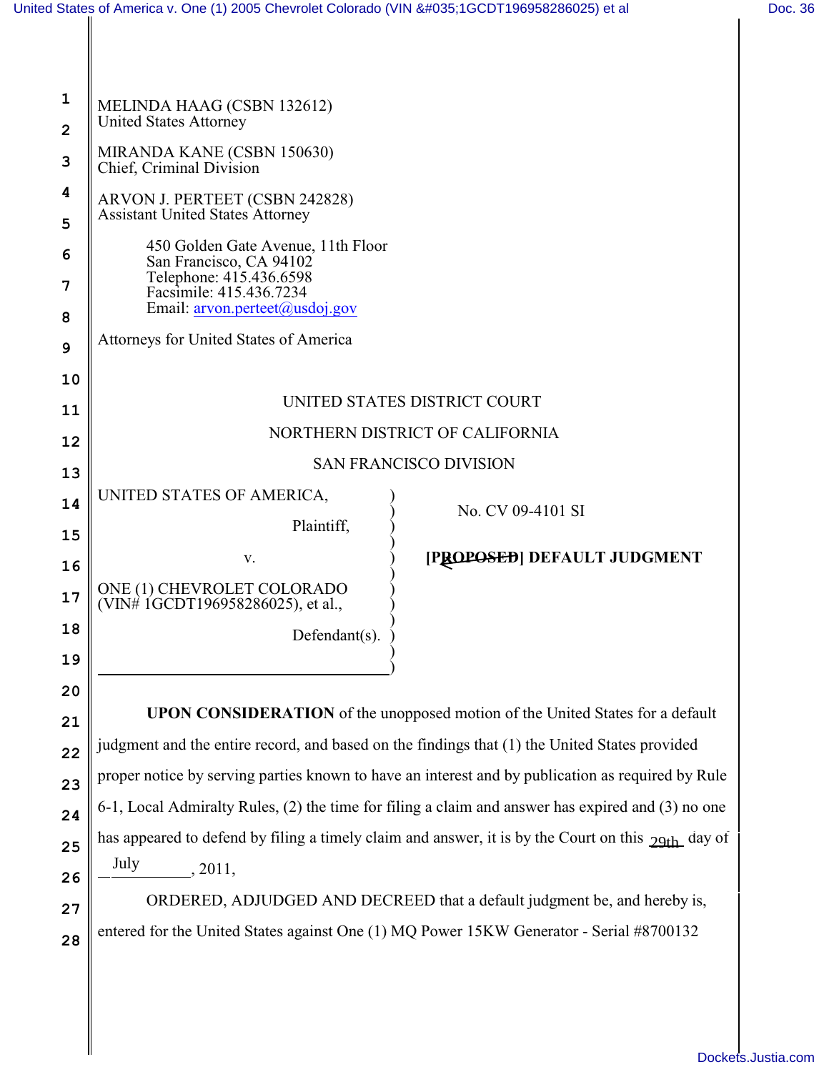MELINDA HAAG (CSBN 132612)
United States Attorney

MIRANDA KANE (CSBN 150630)
Chief, Criminal Division

ARVON J. PERTEET (CSBN 242828)
Assistant United States Attorney

450 Golden Gate Avenue, 11th Floor
San Francisco, CA 94102
Telephone: 415.436.6598
Facsimile: 415.436.7234
Email: arvon.perteet@usdoj.gov

Attorneys for United States of America

UNITED STATES DISTRICT COURT

NORTHERN DISTRICT OF CALIFORNIA

SAN FRANCISCO DIVISION

UNITED STATES OF AMERICA,

Plaintiff,

v.

ONE (1) CHEVROLET COLORADO (VIN# 1GCDT196958286025), et al.,

Defendant(s).

No. CV 09-4101 SI

**[~~PROPOSED~~] DEFAULT JUDGMENT**

**UPON CONSIDERATION** of the unopposed motion of the United States for a default judgment and the entire record, and based on the findings that (1) the United States provided proper notice by serving parties known to have an interest and by publication as required by Rule 6-1, Local Admiralty Rules, (2) the time for filing a claim and answer has expired and (3) no one has appeared to defend by filing a timely claim and answer, it is by the Court on this 29th day of July, 2011,

ORDERED, ADJUDGED AND DECREED that a default judgment be, and hereby is, entered for the United States against One (1) MQ Power 15KW Generator - Serial #8700132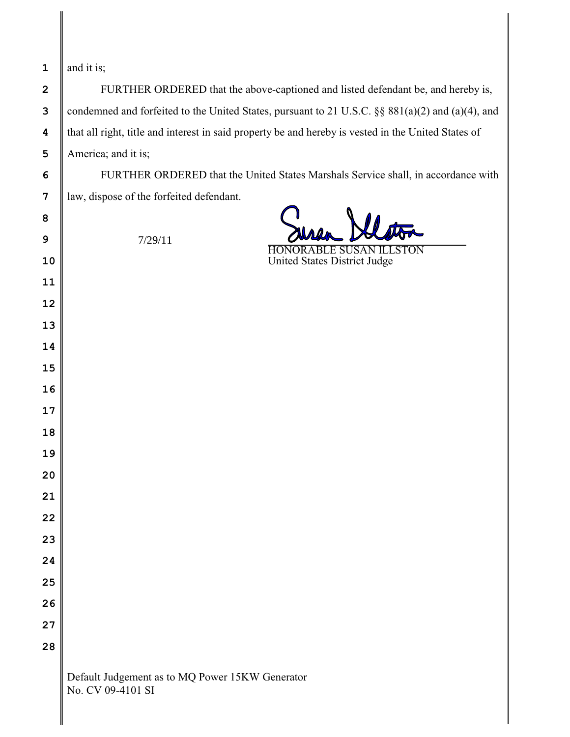and it is;

FURTHER ORDERED that the above-captioned and listed defendant be, and hereby is, condemned and forfeited to the United States, pursuant to 21 U.S.C. §§ 881(a)(2) and (a)(4), and that all right, title and interest in said property be and hereby is vested in the United States of America; and it is;

FURTHER ORDERED that the United States Marshals Service shall, in accordance with law, dispose of the forfeited defendant.

7/29/11

HONORABLE SUSAN ILLSTON
United States District Judge

Default Judgement as to MQ Power 15KW Generator
No. CV 09-4101 SI